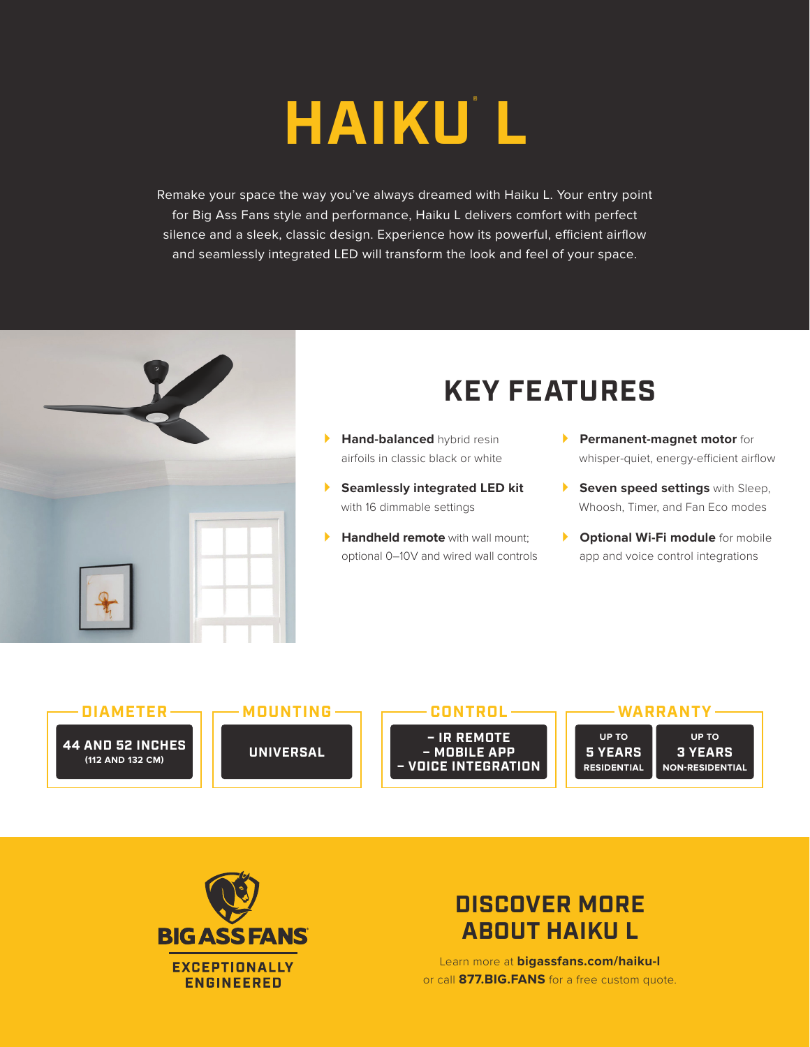# HAIKU® L

Remake your space the way you've always dreamed with Haiku L. Your entry point for Big Ass Fans style and performance, Haiku L delivers comfort with perfect silence and a sleek, classic design. Experience how its powerful, efficient airflow and seamlessly integrated LED will transform the look and feel of your space.

## KEY FEATURES

- **Hand-balanced** hybrid resin airfoils in classic black or white
- **Seamlessly integrated LED kit** with 16 dimmable settings
- **Handheld remote** with wall mount; optional 0–10V and wired wall controls
- **Permanent-magnet motor** for whisper-quiet, energy-efficient airflow
- **Seven speed settings** with Sleep, Whoosh, Timer, and Fan Eco modes
- **Optional Wi-Fi module** for mobile app and voice control integrations

| DIAMETER | MOUNTING | CONTROL | WARRANTY | |
|---|---|---|---|---|
| 44 AND 52 INCHES (112 AND 132 CM) | UNIVERSAL | – IR REMOTE<br>– MOBILE APP<br>– VOICE INTEGRATION | UP TO 5 YEARS RESIDENTIAL | UP TO 3 YEARS NON-RESIDENTIAL |

BIG ASS FANS®
EXCEPTIONALLY ENGINEERED

## DISCOVER MORE ABOUT HAIKU L

Learn more at **bigassfans.com/haiku-l** or call **877.BIG.FANS** for a free custom quote.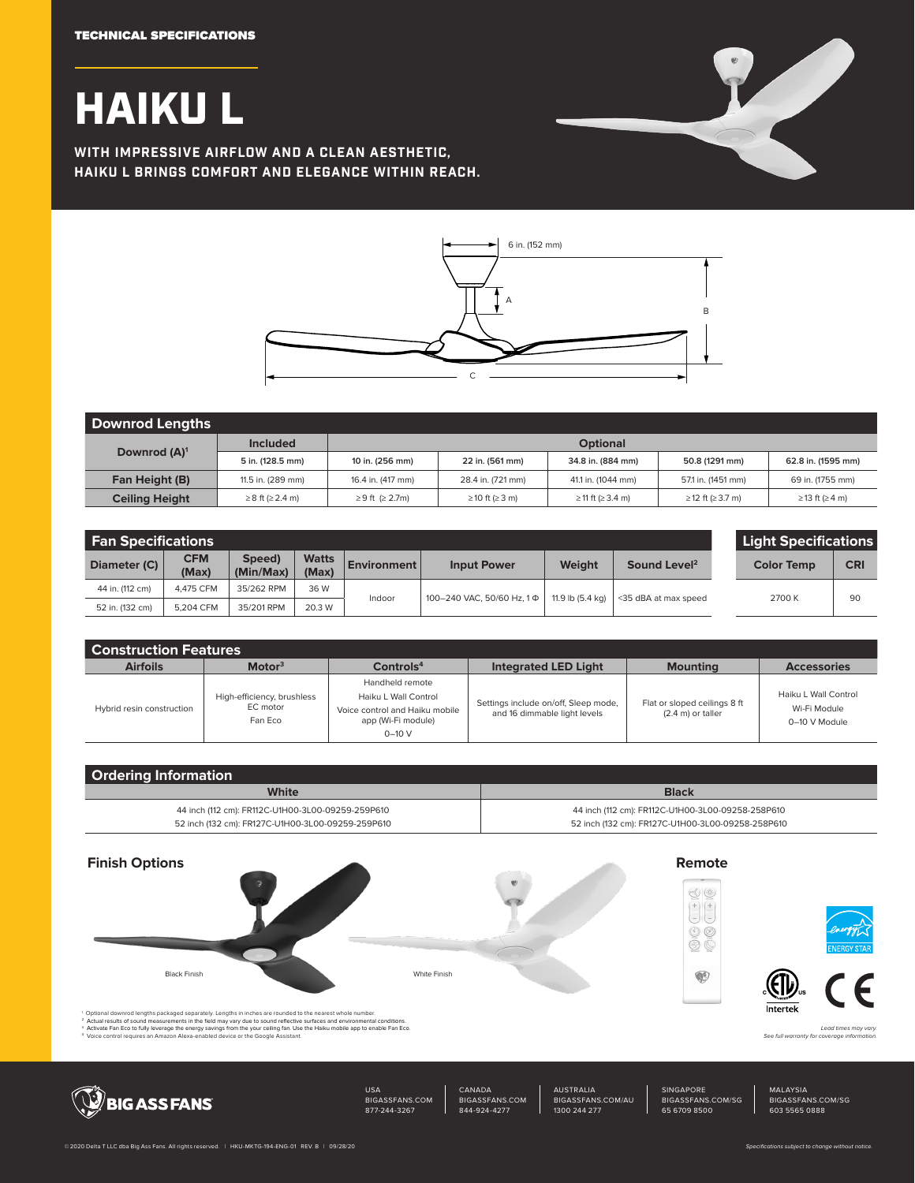TECHNICAL SPECIFICATIONS

# HAIKU L

**WITH IMPRESSIVE AIRFLOW AND A CLEAN AESTHETIC, HAIKU L BRINGS COMFORT AND ELEGANCE WITHIN REACH.**

6 in. (152 mm)

A

B

C

## Downrod Lengths

| | Included | Optional | | | | |
|---|---|---|---|---|---|---|
| Downrod (A)[1] | 5 in. (128.5 mm) | 10 in. (256 mm) | 22 in. (561 mm) | 34.8 in. (884 mm) | 50.8 (1291 mm) | 62.8 in. (1595 mm) |
| Fan Height (B) | 11.5 in. (289 mm) | 16.4 in. (417 mm) | 28.4 in. (721 mm) | 41.1 in. (1044 mm) | 57.1 in. (1451 mm) | 69 in. (1755 mm) |
| Ceiling Height | ≥ 8 ft (≥ 2.4 m) | ≥ 9 ft (≥ 2.7m) | ≥ 10 ft (≥ 3 m) | ≥ 11 ft (≥ 3.4 m) | ≥ 12 ft (≥ 3.7 m) | ≥ 13 ft (≥ 4 m) |

## Fan Specifications

| Diameter (C) | CFM (Max) | Speed) (Min/Max) | Watts (Max) | Environment | Input Power | Weight | Sound Level[2] |
|---|---|---|---|---|---|---|---|
| 44 in. (112 cm) | 4,475 CFM | 35/262 RPM | 36 W | Indoor | 100–240 VAC, 50/60 Hz, 1 Φ | 11.9 lb (5.4 kg) | <35 dBA at max speed |
| 52 in. (132 cm) | 5,204 CFM | 35/201 RPM | 20.3 W | | | | |

## Light Specifications

| Color Temp | CRI |
|---|---|
| 2700 K | 90 |

## Construction Features

| Airfoils | Motor[3] | Controls[4] | Integrated LED Light | Mounting | Accessories |
|---|---|---|---|---|---|
| Hybrid resin construction | High-efficiency, brushless EC motor<br>Fan Eco | Handheld remote<br>Haiku L Wall Control<br>Voice control and Haiku mobile app (Wi-Fi module)<br>0–10 V | Settings include on/off, Sleep mode, and 16 dimmable light levels | Flat or sloped ceilings 8 ft (2.4 m) or taller | Haiku L Wall Control<br>Wi-Fi Module<br>0–10 V Module |

## Ordering Information

| White | Black |
|---|---|
| 44 inch (112 cm): FR112C-U1H00-3L00-09259-259P610<br>52 inch (132 cm): FR127C-U1H00-3L00-09259-259P610 | 44 inch (112 cm): FR112C-U1H00-3L00-09258-258P610<br>52 inch (132 cm): FR127C-U1H00-3L00-09258-258P610 |

## Finish Options

Black Finish

White Finish

## Remote

[1] Optional downrod lengths packaged separately. Lengths in inches are rounded to the nearest whole number.
[2] Actual results of sound measurements in the field may vary due to sound reflective surfaces and environmental conditions.
[3] Activate Fan Eco to fully leverage the energy savings from the your ceiling fan. Use the Haiku mobile app to enable Fan Eco.
[4] Voice control requires an Amazon Alexa-enabled device or the Google Assistant.

*Lead times may vary.*
*See full warranty for coverage information.*

BIG ASS FANS

USA
BIGASSFANS.COM
877-244-3267

CANADA
BIGASSFANS.COM
844-924-4277

AUSTRALIA
BIGASSFANS.COM/AU
1300 244 277

SINGAPORE
BIGASSFANS.COM/SG
65 6709 8500

MALAYSIA
BIGASSFANS.COM/SG
603 5565 0888

© 2020 Delta T LLC dba Big Ass Fans. All rights reserved. | HKU-MKTG-194-ENG-01 REV. B | 09/28/20

*Specifications subject to change without notice.*